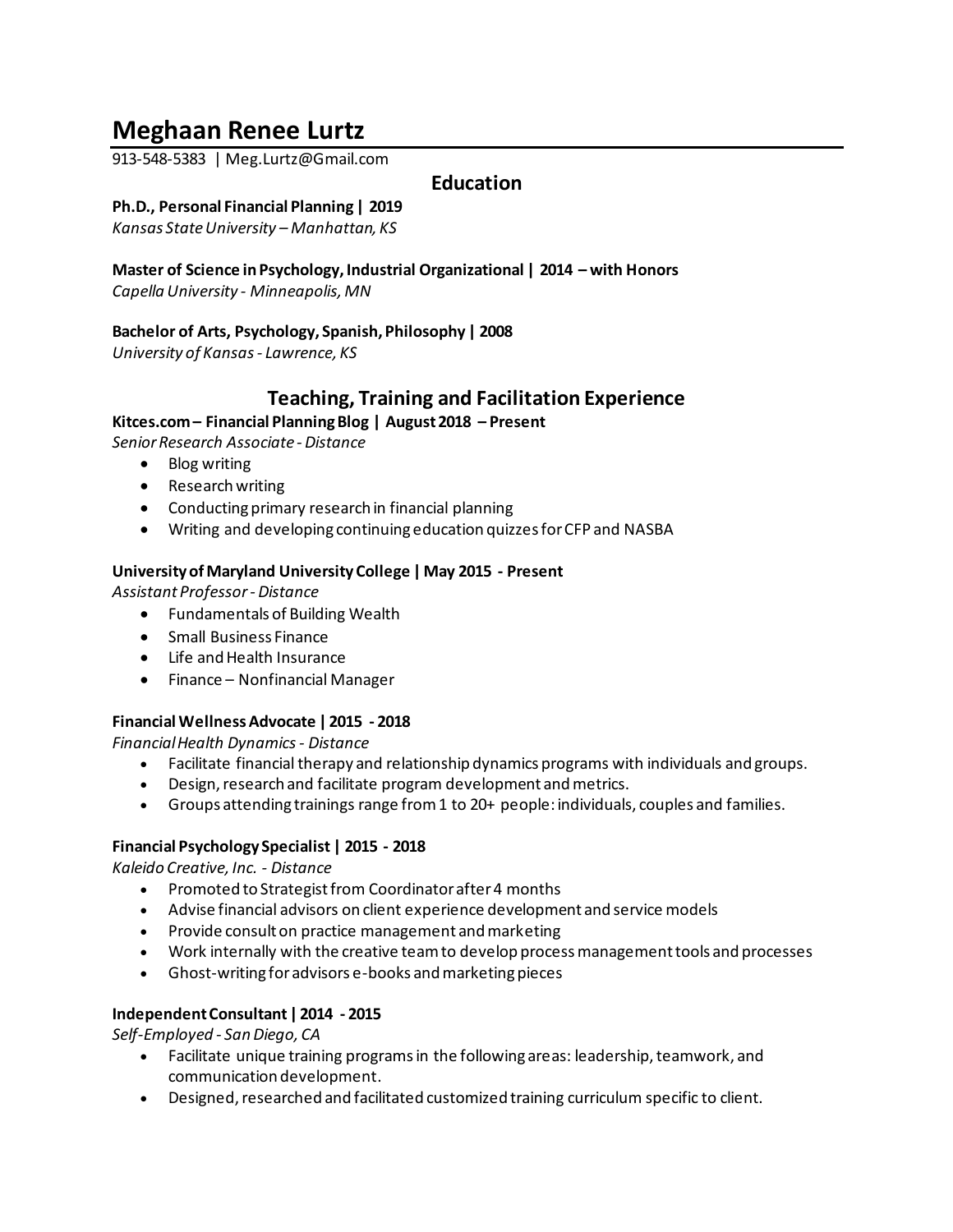# Meghaan Renee Lurtz

913-548-5383 | Meg.Lurtz@Gmail.com

## Education

**Ph.D., Personal Financial Planning | 2019**
*Kansas State University – Manhattan, KS*

**Master of Science in Psychology, Industrial Organizational | 2014 – with Honors**
*Capella University - Minneapolis, MN*

**Bachelor of Arts, Psychology, Spanish, Philosophy | 2008**
*University of Kansas - Lawrence, KS*

## Teaching, Training and Facilitation Experience

**Kitces.com – Financial Planning Blog | August 2018 – Present**
*Senior Research Associate - Distance*

- Blog writing
- Research writing
- Conducting primary research in financial planning
- Writing and developing continuing education quizzes for CFP and NASBA

**University of Maryland University College | May 2015 - Present**
*Assistant Professor - Distance*

- Fundamentals of Building Wealth
- Small Business Finance
- Life and Health Insurance
- Finance – Nonfinancial Manager

**Financial Wellness Advocate | 2015 - 2018**
*Financial Health Dynamics - Distance*

- Facilitate financial therapy and relationship dynamics programs with individuals and groups.
- Design, research and facilitate program development and metrics.
- Groups attending trainings range from 1 to 20+ people: individuals, couples and families.

**Financial Psychology Specialist | 2015 - 2018**
*Kaleido Creative, Inc. - Distance*

- Promoted to Strategist from Coordinator after 4 months
- Advise financial advisors on client experience development and service models
- Provide consult on practice management and marketing
- Work internally with the creative team to develop process management tools and processes
- Ghost-writing for advisors e-books and marketing pieces

**Independent Consultant | 2014 - 2015**
*Self-Employed - San Diego, CA*

- Facilitate unique training programs in the following areas: leadership, teamwork, and communication development.
- Designed, researched and facilitated customized training curriculum specific to client.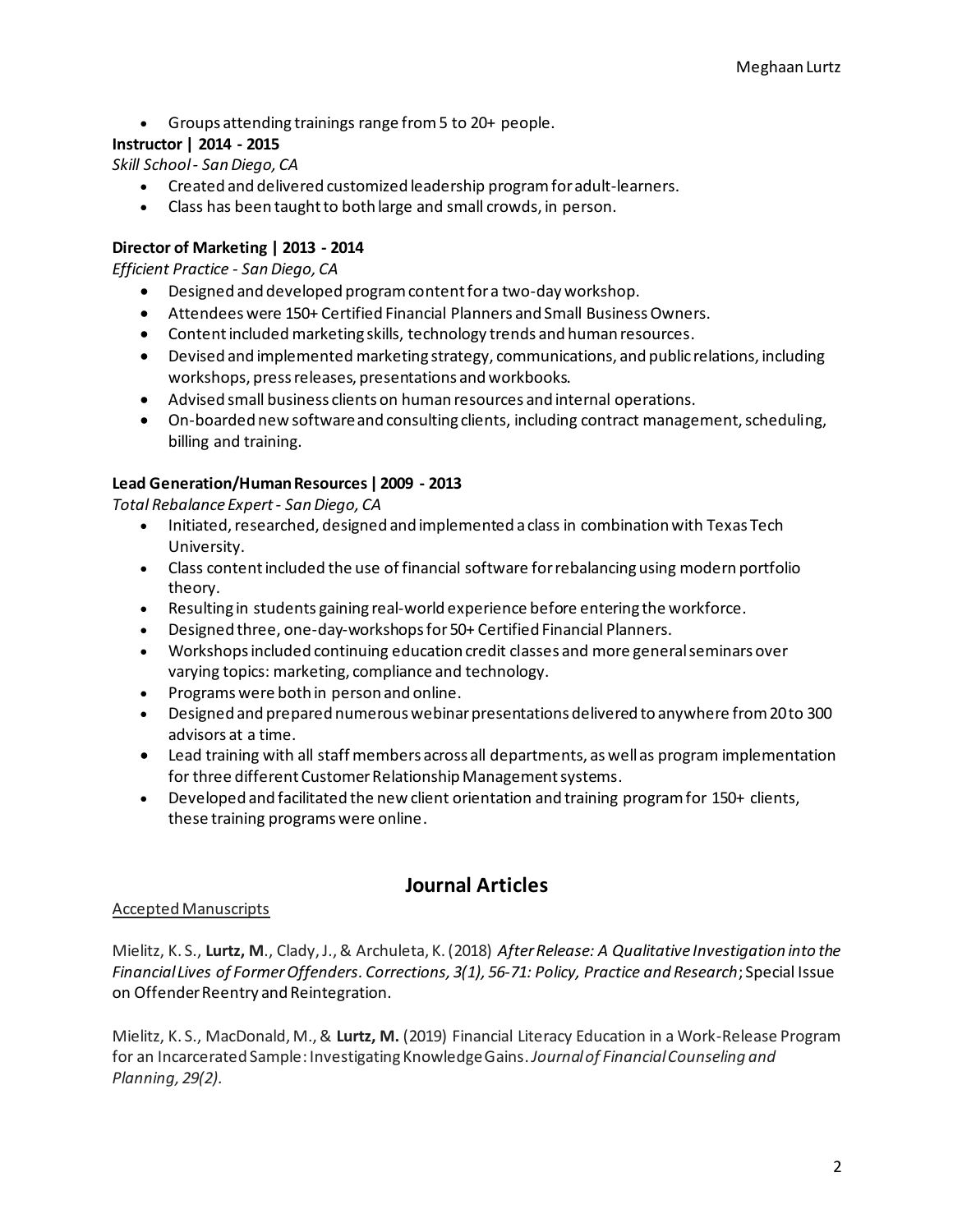- Groups attending trainings range from 5 to 20+ people.

**Instructor | 2014 - 2015**
*Skill School - San Diego, CA*

- Created and delivered customized leadership program for adult-learners.
- Class has been taught to both large and small crowds, in person.

**Director of Marketing | 2013 - 2014**
*Efficient Practice - San Diego, CA*

- Designed and developed program content for a two-day workshop.
- Attendees were 150+ Certified Financial Planners and Small Business Owners.
- Content included marketing skills, technology trends and human resources.
- Devised and implemented marketing strategy, communications, and public relations, including workshops, press releases, presentations and workbooks.
- Advised small business clients on human resources and internal operations.
- On-boarded new software and consulting clients, including contract management, scheduling, billing and training.

**Lead Generation/Human Resources | 2009 - 2013**
*Total Rebalance Expert - San Diego, CA*

- Initiated, researched, designed and implemented a class in combination with Texas Tech University.
- Class content included the use of financial software for rebalancing using modern portfolio theory.
- Resulting in students gaining real-world experience before entering the workforce.
- Designed three, one-day-workshops for 50+ Certified Financial Planners.
- Workshops included continuing education credit classes and more general seminars over varying topics: marketing, compliance and technology.
- Programs were both in person and online.
- Designed and prepared numerous webinar presentations delivered to anywhere from 20 to 300 advisors at a time.
- Lead training with all staff members across all departments, as well as program implementation for three different Customer Relationship Management systems.
- Developed and facilitated the new client orientation and training program for 150+ clients, these training programs were online.

## Journal Articles

Accepted Manuscripts

Mielitz, K. S., **Lurtz, M**., Clady, J., & Archuleta, K. (2018) *After Release: A Qualitative Investigation into the Financial Lives of Former Offenders. Corrections, 3(1), 56-71: Policy, Practice and Research*; Special Issue on Offender Reentry and Reintegration.

Mielitz, K. S., MacDonald, M., & **Lurtz, M.** (2019) Financial Literacy Education in a Work-Release Program for an Incarcerated Sample: Investigating Knowledge Gains. *Journal of Financial Counseling and Planning, 29(2).*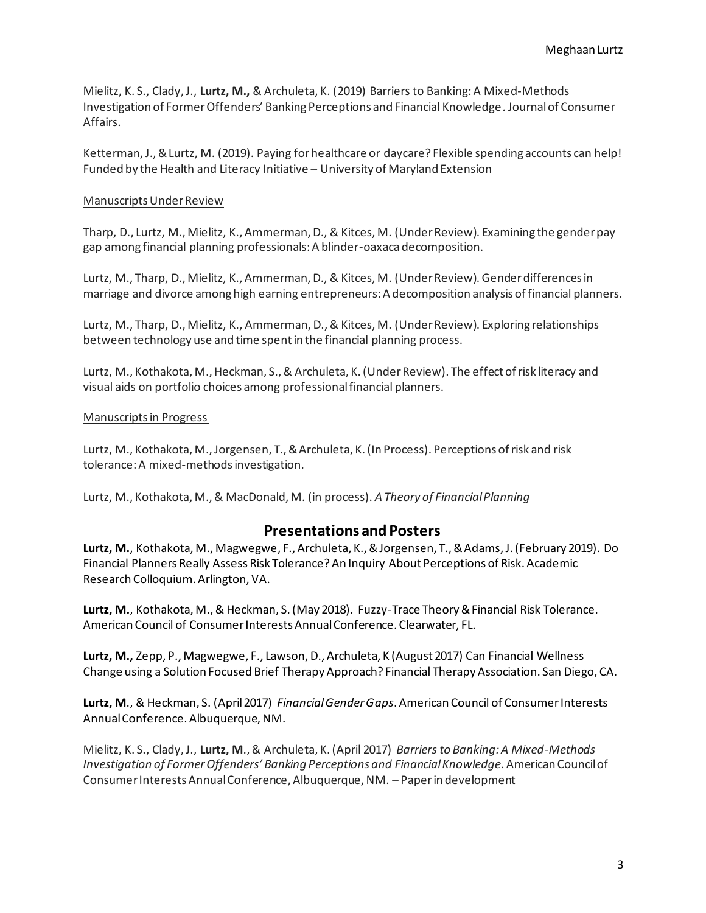Mielitz, K. S., Clady, J., **Lurtz, M.,** & Archuleta, K. (2019) Barriers to Banking: A Mixed-Methods Investigation of Former Offenders' Banking Perceptions and Financial Knowledge. Journal of Consumer Affairs.

Ketterman, J., & Lurtz, M. (2019). Paying for healthcare or daycare? Flexible spending accounts can help! Funded by the Health and Literacy Initiative – University of Maryland Extension

<u>Manuscripts Under Review</u>

Tharp, D., Lurtz, M., Mielitz, K., Ammerman, D., & Kitces, M. (Under Review). Examining the gender pay gap among financial planning professionals: A blinder-oaxaca decomposition.

Lurtz, M., Tharp, D., Mielitz, K., Ammerman, D., & Kitces, M. (Under Review). Gender differences in marriage and divorce among high earning entrepreneurs: A decomposition analysis of financial planners.

Lurtz, M., Tharp, D., Mielitz, K., Ammerman, D., & Kitces, M. (Under Review). Exploring relationships between technology use and time spent in the financial planning process.

Lurtz, M., Kothakota, M., Heckman, S., & Archuleta, K. (Under Review). The effect of risk literacy and visual aids on portfolio choices among professional financial planners.

<u>Manuscripts in Progress</u>

Lurtz, M., Kothakota, M., Jorgensen, T., & Archuleta, K. (In Process). Perceptions of risk and risk tolerance: A mixed-methods investigation.

Lurtz, M., Kothakota, M., & MacDonald, M. (in process). *A Theory of Financial Planning*

## Presentations and Posters

**Lurtz, M.**, Kothakota, M., Magwegwe, F., Archuleta, K., & Jorgensen, T., & Adams, J. (February 2019). Do Financial Planners Really Assess Risk Tolerance? An Inquiry About Perceptions of Risk. Academic Research Colloquium. Arlington, VA.

**Lurtz, M.**, Kothakota, M., & Heckman, S. (May 2018). Fuzzy-Trace Theory & Financial Risk Tolerance. American Council of Consumer Interests Annual Conference. Clearwater, FL.

**Lurtz, M.,** Zepp, P., Magwegwe, F., Lawson, D., Archuleta, K (August 2017) Can Financial Wellness Change using a Solution Focused Brief Therapy Approach? Financial Therapy Association. San Diego, CA.

**Lurtz, M**., & Heckman, S. (April 2017) *Financial Gender Gaps*. American Council of Consumer Interests Annual Conference. Albuquerque, NM.

Mielitz, K. S., Clady, J., **Lurtz, M**., & Archuleta, K. (April 2017) *Barriers to Banking: A Mixed-Methods Investigation of Former Offenders' Banking Perceptions and Financial Knowledge*. American Council of Consumer Interests Annual Conference, Albuquerque, NM. – Paper in development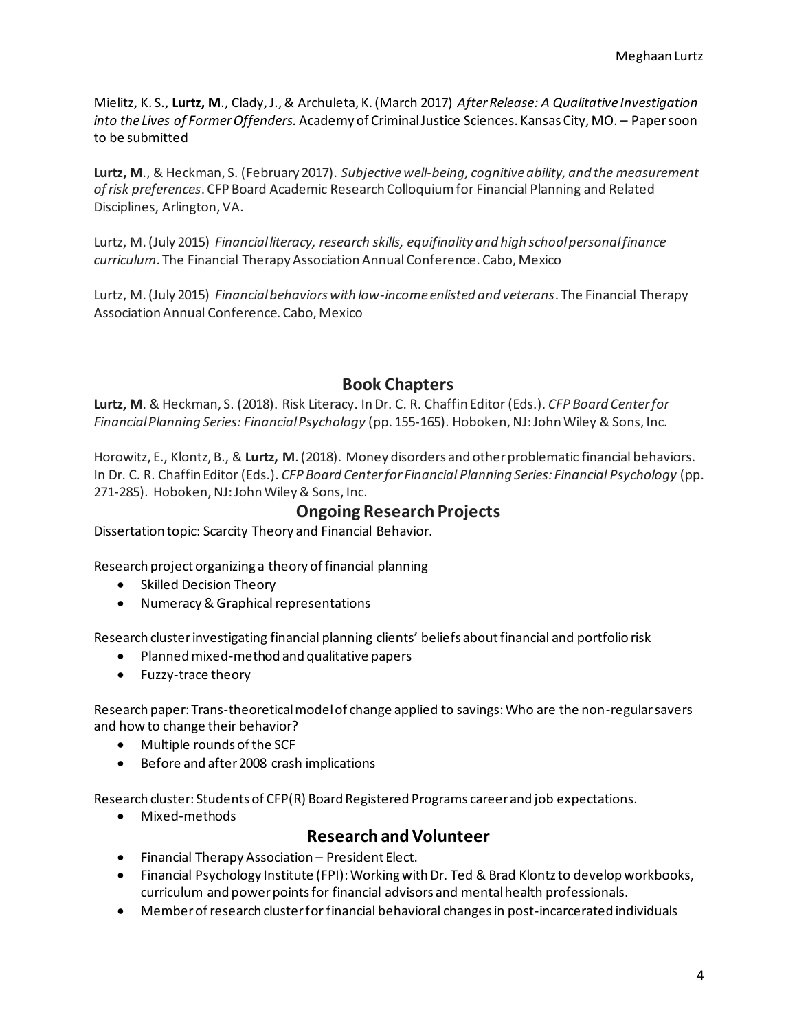Mielitz, K. S., **Lurtz, M**., Clady, J., & Archuleta, K. (March 2017) *After Release: A Qualitative Investigation into the Lives of Former Offenders.* Academy of Criminal Justice Sciences. Kansas City, MO. – Paper soon to be submitted

**Lurtz, M**., & Heckman, S. (February 2017). *Subjective well-being, cognitive ability, and the measurement of risk preferences*. CFP Board Academic Research Colloquium for Financial Planning and Related Disciplines, Arlington, VA.

Lurtz, M. (July 2015) *Financial literacy, research skills, equifinality and high school personal finance curriculum*. The Financial Therapy Association Annual Conference. Cabo, Mexico

Lurtz, M. (July 2015) *Financial behaviors with low-income enlisted and veterans*. The Financial Therapy Association Annual Conference. Cabo, Mexico

## Book Chapters

**Lurtz, M**. & Heckman, S. (2018). Risk Literacy. In Dr. C. R. Chaffin Editor (Eds.). *CFP Board Center for Financial Planning Series: Financial Psychology* (pp. 155-165). Hoboken, NJ: John Wiley & Sons, Inc.

Horowitz, E., Klontz, B., & **Lurtz, M**. (2018). Money disorders and other problematic financial behaviors. In Dr. C. R. Chaffin Editor (Eds.). *CFP Board Center for Financial Planning Series: Financial Psychology* (pp. 271-285). Hoboken, NJ: John Wiley & Sons, Inc.

## Ongoing Research Projects

Dissertation topic: Scarcity Theory and Financial Behavior.

Research project organizing a theory of financial planning

- Skilled Decision Theory
- Numeracy & Graphical representations

Research cluster investigating financial planning clients' beliefs about financial and portfolio risk

- Planned mixed-method and qualitative papers
- Fuzzy-trace theory

Research paper: Trans-theoretical model of change applied to savings: Who are the non-regular savers and how to change their behavior?

- Multiple rounds of the SCF
- Before and after 2008 crash implications

Research cluster: Students of CFP(R) Board Registered Programs career and job expectations.

- Mixed-methods

## Research and Volunteer

- Financial Therapy Association – President Elect.
- Financial Psychology Institute (FPI): Working with Dr. Ted & Brad Klontz to develop workbooks, curriculum and power points for financial advisors and mental health professionals.
- Member of research cluster for financial behavioral changes in post-incarcerated individuals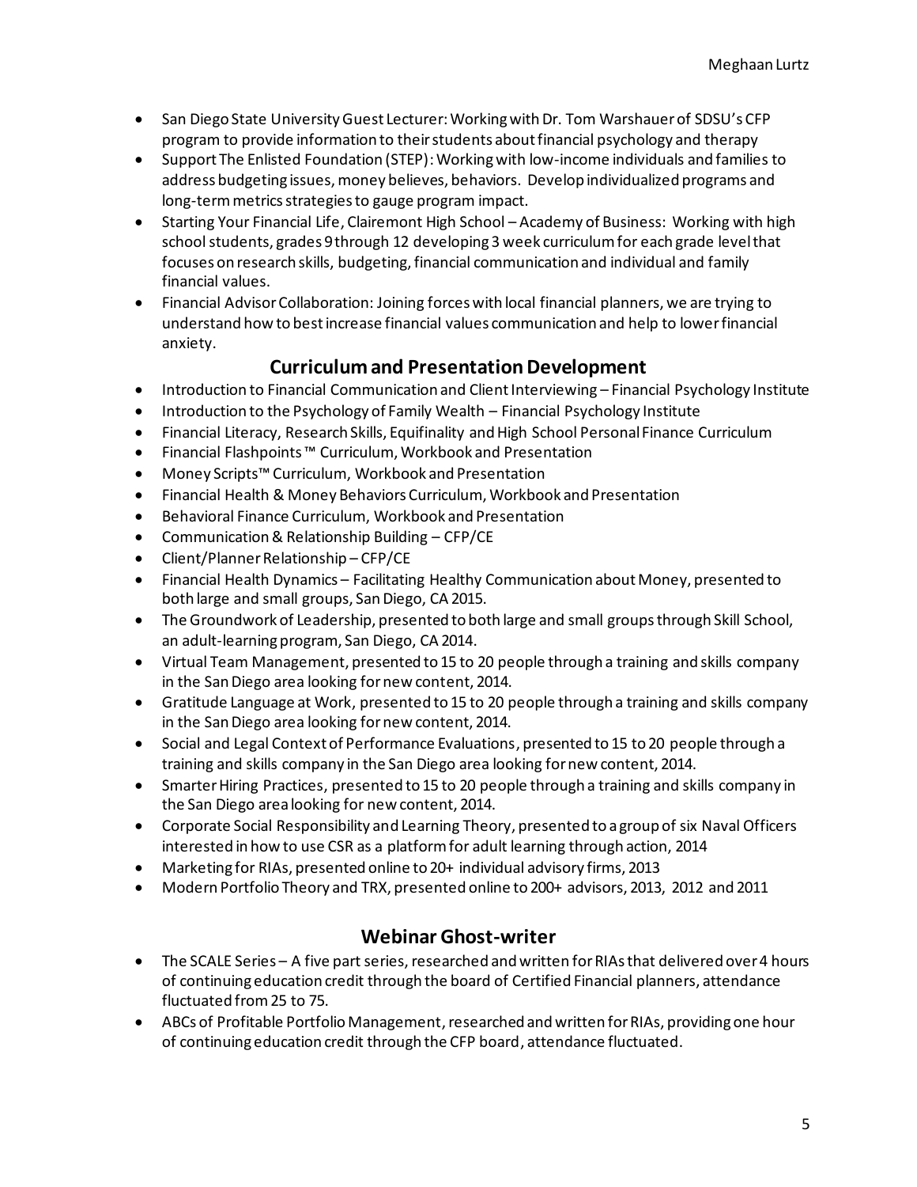- San Diego State University Guest Lecturer: Working with Dr. Tom Warshauer of SDSU's CFP program to provide information to their students about financial psychology and therapy
- Support The Enlisted Foundation (STEP): Working with low-income individuals and families to address budgeting issues, money believes, behaviors. Develop individualized programs and long-term metrics strategies to gauge program impact.
- Starting Your Financial Life, Clairemont High School – Academy of Business: Working with high school students, grades 9 through 12 developing 3 week curriculum for each grade level that focuses on research skills, budgeting, financial communication and individual and family financial values.
- Financial Advisor Collaboration: Joining forces with local financial planners, we are trying to understand how to best increase financial values communication and help to lower financial anxiety.

## Curriculum and Presentation Development

- Introduction to Financial Communication and Client Interviewing – Financial Psychology Institute
- Introduction to the Psychology of Family Wealth – Financial Psychology Institute
- Financial Literacy, Research Skills, Equifinality and High School Personal Finance Curriculum
- Financial Flashpoints™ Curriculum, Workbook and Presentation
- Money Scripts™ Curriculum, Workbook and Presentation
- Financial Health & Money Behaviors Curriculum, Workbook and Presentation
- Behavioral Finance Curriculum, Workbook and Presentation
- Communication & Relationship Building – CFP/CE
- Client/Planner Relationship – CFP/CE
- Financial Health Dynamics – Facilitating Healthy Communication about Money, presented to both large and small groups, San Diego, CA 2015.
- The Groundwork of Leadership, presented to both large and small groups through Skill School, an adult-learning program, San Diego, CA 2014.
- Virtual Team Management, presented to 15 to 20 people through a training and skills company in the San Diego area looking for new content, 2014.
- Gratitude Language at Work, presented to 15 to 20 people through a training and skills company in the San Diego area looking for new content, 2014.
- Social and Legal Context of Performance Evaluations, presented to 15 to 20 people through a training and skills company in the San Diego area looking for new content, 2014.
- Smarter Hiring Practices, presented to 15 to 20 people through a training and skills company in the San Diego area looking for new content, 2014.
- Corporate Social Responsibility and Learning Theory, presented to a group of six Naval Officers interested in how to use CSR as a platform for adult learning through action, 2014
- Marketing for RIAs, presented online to 20+ individual advisory firms, 2013
- Modern Portfolio Theory and TRX, presented online to 200+ advisors, 2013, 2012 and 2011

## Webinar Ghost-writer

- The SCALE Series – A five part series, researched and written for RIAs that delivered over 4 hours of continuing education credit through the board of Certified Financial planners, attendance fluctuated from 25 to 75.
- ABCs of Profitable Portfolio Management, researched and written for RIAs, providing one hour of continuing education credit through the CFP board, attendance fluctuated.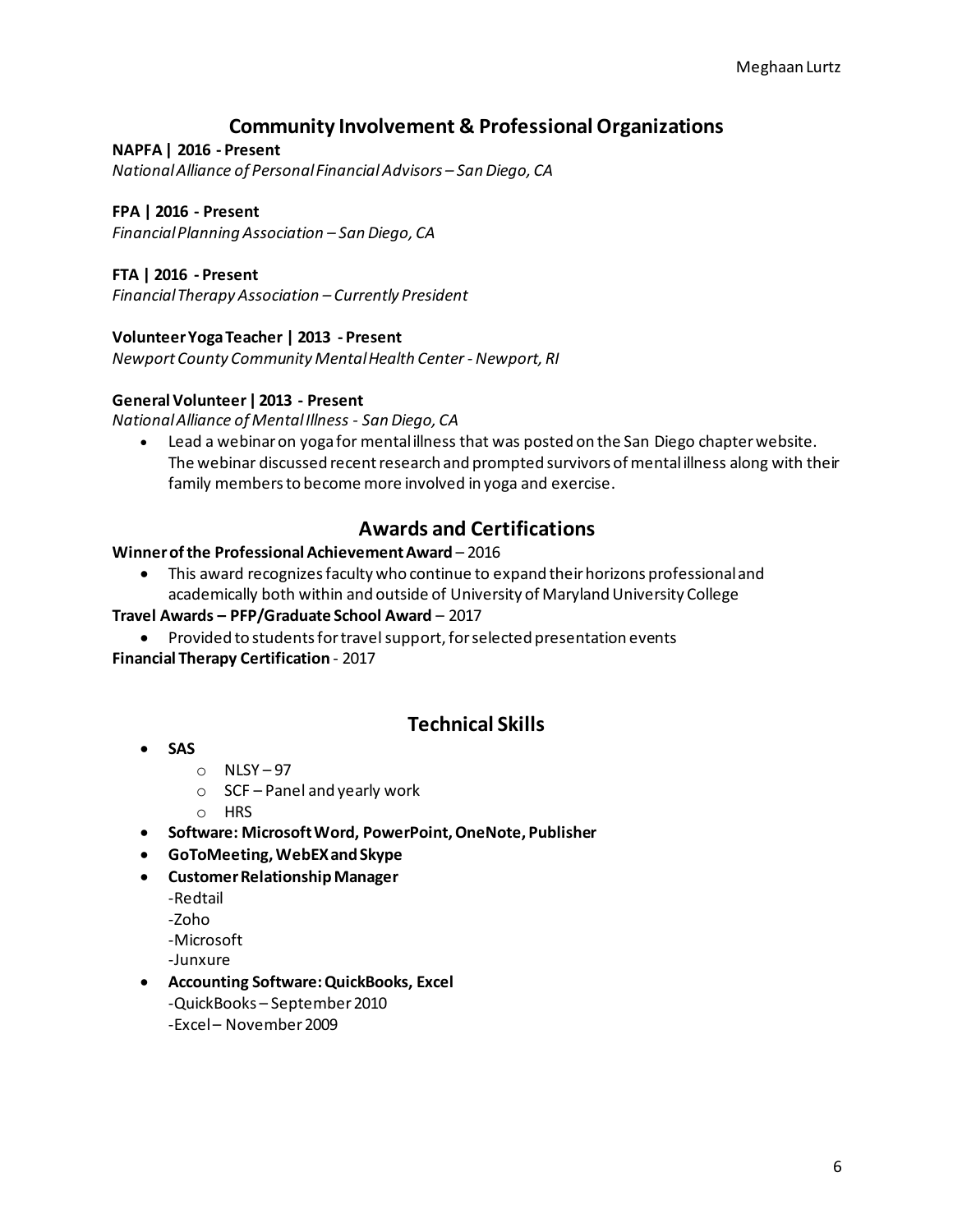## Community Involvement & Professional Organizations

**NAPFA | 2016 - Present**
*National Alliance of Personal Financial Advisors – San Diego, CA*

**FPA | 2016 - Present**
*Financial Planning Association – San Diego, CA*

**FTA | 2016 - Present**
*Financial Therapy Association – Currently President*

**Volunteer Yoga Teacher | 2013 - Present**
*Newport County Community Mental Health Center - Newport, RI*

**General Volunteer | 2013 - Present**
*National Alliance of Mental Illness - San Diego, CA*

- Lead a webinar on yoga for mental illness that was posted on the San Diego chapter website. The webinar discussed recent research and prompted survivors of mental illness along with their family members to become more involved in yoga and exercise.

## Awards and Certifications

**Winner of the Professional Achievement Award** – 2016

- This award recognizes faculty who continue to expand their horizons professional and academically both within and outside of University of Maryland University College

**Travel Awards – PFP/Graduate School Award** – 2017

- Provided to students for travel support, for selected presentation events

**Financial Therapy Certification** - 2017

## Technical Skills

- **SAS**
  - NLSY – 97
  - SCF – Panel and yearly work
  - HRS
- **Software: Microsoft Word, PowerPoint, OneNote, Publisher**
- **GoToMeeting, WebEX and Skype**
- **Customer Relationship Manager**
  -Redtail
  -Zoho
  -Microsoft
  -Junxure
- **Accounting Software: QuickBooks, Excel**
  -QuickBooks – September 2010
  -Excel – November 2009